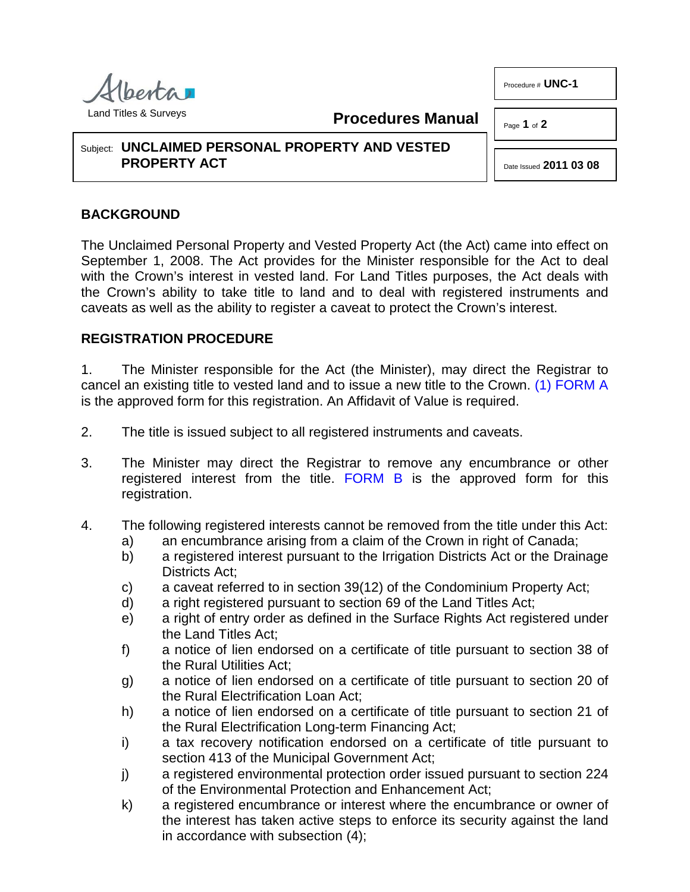Alberta
Land Titles & Surveys

**Procedures Manual**

Procedure # **UNC-1**

Date Issued **2011 03 08**

Subject: **UNCLAIMED PERSONAL PROPERTY AND VESTED PROPERTY ACT**

## BACKGROUND

The Unclaimed Personal Property and Vested Property Act (the Act) came into effect on September 1, 2008. The Act provides for the Minister responsible for the Act to deal with the Crown's interest in vested land. For Land Titles purposes, the Act deals with the Crown's ability to take title to land and to deal with registered instruments and caveats as well as the ability to register a caveat to protect the Crown's interest.

## REGISTRATION PROCEDURE

1. The Minister responsible for the Act (the Minister), may direct the Registrar to cancel an existing title to vested land and to issue a new title to the Crown. (1) FORM A is the approved form for this registration. An Affidavit of Value is required.

2. The title is issued subject to all registered instruments and caveats.

3. The Minister may direct the Registrar to remove any encumbrance or other registered interest from the title. FORM B is the approved form for this registration.

4. The following registered interests cannot be removed from the title under this Act:
   a) an encumbrance arising from a claim of the Crown in right of Canada;
   b) a registered interest pursuant to the Irrigation Districts Act or the Drainage Districts Act;
   c) a caveat referred to in section 39(12) of the Condominium Property Act;
   d) a right registered pursuant to section 69 of the Land Titles Act;
   e) a right of entry order as defined in the Surface Rights Act registered under the Land Titles Act;
   f) a notice of lien endorsed on a certificate of title pursuant to section 38 of the Rural Utilities Act;
   g) a notice of lien endorsed on a certificate of title pursuant to section 20 of the Rural Electrification Loan Act;
   h) a notice of lien endorsed on a certificate of title pursuant to section 21 of the Rural Electrification Long-term Financing Act;
   i) a tax recovery notification endorsed on a certificate of title pursuant to section 413 of the Municipal Government Act;
   j) a registered environmental protection order issued pursuant to section 224 of the Environmental Protection and Enhancement Act;
   k) a registered encumbrance or interest where the encumbrance or owner of the interest has taken active steps to enforce its security against the land in accordance with subsection (4);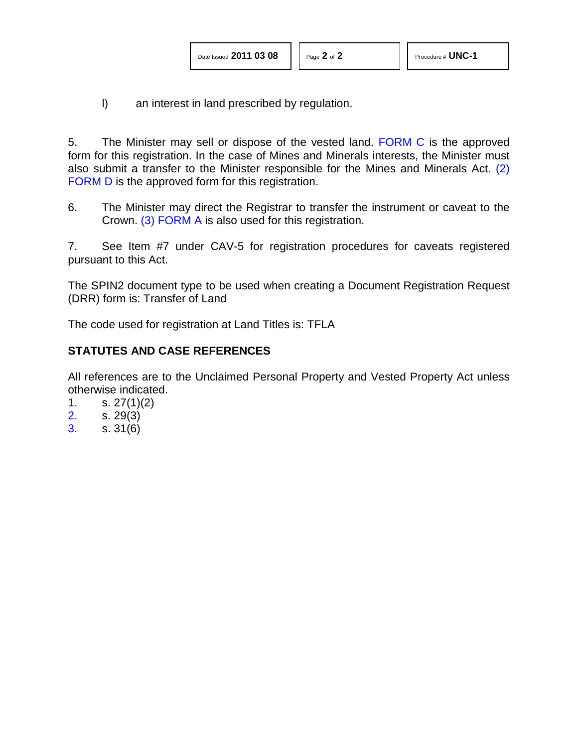l) an interest in land prescribed by regulation.

5. The Minister may sell or dispose of the vested land. FORM C is the approved form for this registration. In the case of Mines and Minerals interests, the Minister must also submit a transfer to the Minister responsible for the Mines and Minerals Act. (2) FORM D is the approved form for this registration.

6. The Minister may direct the Registrar to transfer the instrument or caveat to the Crown. (3) FORM A is also used for this registration.

7. See Item #7 under CAV-5 for registration procedures for caveats registered pursuant to this Act.

The SPIN2 document type to be used when creating a Document Registration Request (DRR) form is: Transfer of Land

The code used for registration at Land Titles is: TFLA

## STATUTES AND CASE REFERENCES

All references are to the Unclaimed Personal Property and Vested Property Act unless otherwise indicated.

1. s. 27(1)(2)
2. s. 29(3)
3. s. 31(6)